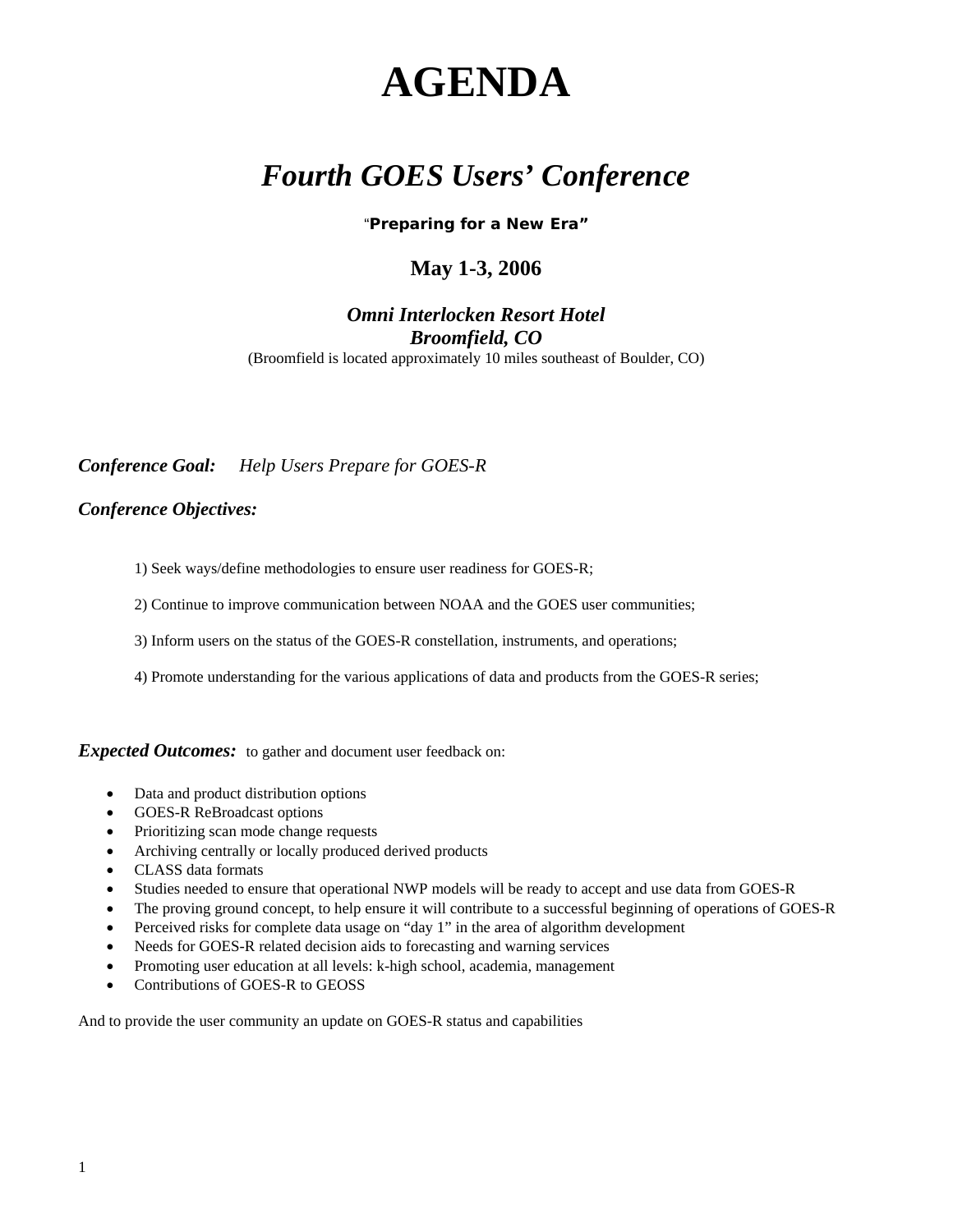# AGENDA

## *Fourth GOES Users' Conference*

**"Preparing for a New Era"**

**May 1-3, 2006**

***Omni Interlocken Resort Hotel***
***Broomfield, CO***
(Broomfield is located approximately 10 miles southeast of Boulder, CO)

***Conference Goal:*** *Help Users Prepare for GOES-R*

***Conference Objectives:***

1) Seek ways/define methodologies to ensure user readiness for GOES-R;

2) Continue to improve communication between NOAA and the GOES user communities;

3) Inform users on the status of the GOES-R constellation, instruments, and operations;

4) Promote understanding for the various applications of data and products from the GOES-R series;

***Expected Outcomes:*** to gather and document user feedback on:

- Data and product distribution options
- GOES-R ReBroadcast options
- Prioritizing scan mode change requests
- Archiving centrally or locally produced derived products
- CLASS data formats
- Studies needed to ensure that operational NWP models will be ready to accept and use data from GOES-R
- The proving ground concept, to help ensure it will contribute to a successful beginning of operations of GOES-R
- Perceived risks for complete data usage on "day 1" in the area of algorithm development
- Needs for GOES-R related decision aids to forecasting and warning services
- Promoting user education at all levels: k-high school, academia, management
- Contributions of GOES-R to GEOSS

And to provide the user community an update on GOES-R status and capabilities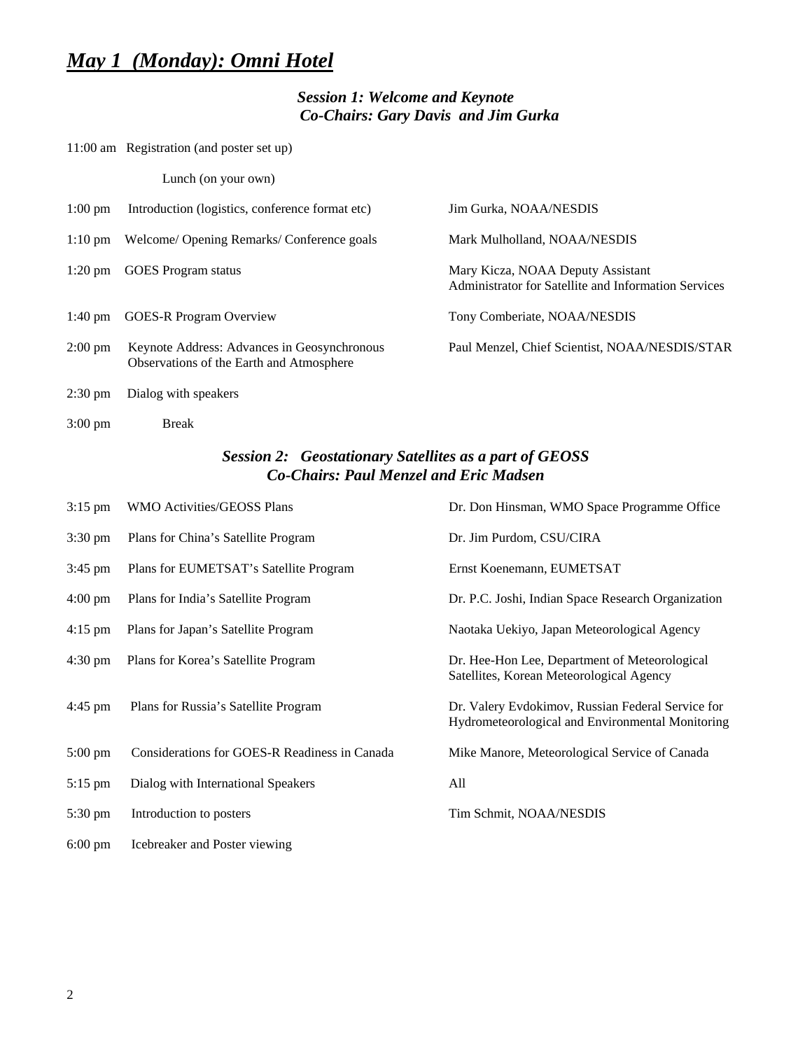# *May 1 (Monday): Omni Hotel*

### *Session 1: Welcome and Keynote*
### *Co-Chairs: Gary Davis and Jim Gurka*

| | | |
|---|---|---|
| 11:00 am | Registration (and poster set up) | |
| | Lunch (on your own) | |
| 1:00 pm | Introduction (logistics, conference format etc) | Jim Gurka, NOAA/NESDIS |
| 1:10 pm | Welcome/ Opening Remarks/ Conference goals | Mark Mulholland, NOAA/NESDIS |
| 1:20 pm | GOES Program status | Mary Kicza, NOAA Deputy Assistant Administrator for Satellite and Information Services |
| 1:40 pm | GOES-R Program Overview | Tony Comberiate, NOAA/NESDIS |
| 2:00 pm | Keynote Address: Advances in Geosynchronous Observations of the Earth and Atmosphere | Paul Menzel, Chief Scientist, NOAA/NESDIS/STAR |
| 2:30 pm | Dialog with speakers | |
| 3:00 pm | Break | |

### *Session 2: Geostationary Satellites as a part of GEOSS*
### *Co-Chairs: Paul Menzel and Eric Madsen*

| | | |
|---|---|---|
| 3:15 pm | WMO Activities/GEOSS Plans | Dr. Don Hinsman, WMO Space Programme Office |
| 3:30 pm | Plans for China's Satellite Program | Dr. Jim Purdom, CSU/CIRA |
| 3:45 pm | Plans for EUMETSAT's Satellite Program | Ernst Koenemann, EUMETSAT |
| 4:00 pm | Plans for India's Satellite Program | Dr. P.C. Joshi, Indian Space Research Organization |
| 4:15 pm | Plans for Japan's Satellite Program | Naotaka Uekiyo, Japan Meteorological Agency |
| 4:30 pm | Plans for Korea's Satellite Program | Dr. Hee-Hon Lee, Department of Meteorological Satellites, Korean Meteorological Agency |
| 4:45 pm | Plans for Russia's Satellite Program | Dr. Valery Evdokimov, Russian Federal Service for Hydrometeorological and Environmental Monitoring |
| 5:00 pm | Considerations for GOES-R Readiness in Canada | Mike Manore, Meteorological Service of Canada |
| 5:15 pm | Dialog with International Speakers | All |
| 5:30 pm | Introduction to posters | Tim Schmit, NOAA/NESDIS |
| 6:00 pm | Icebreaker and Poster viewing | |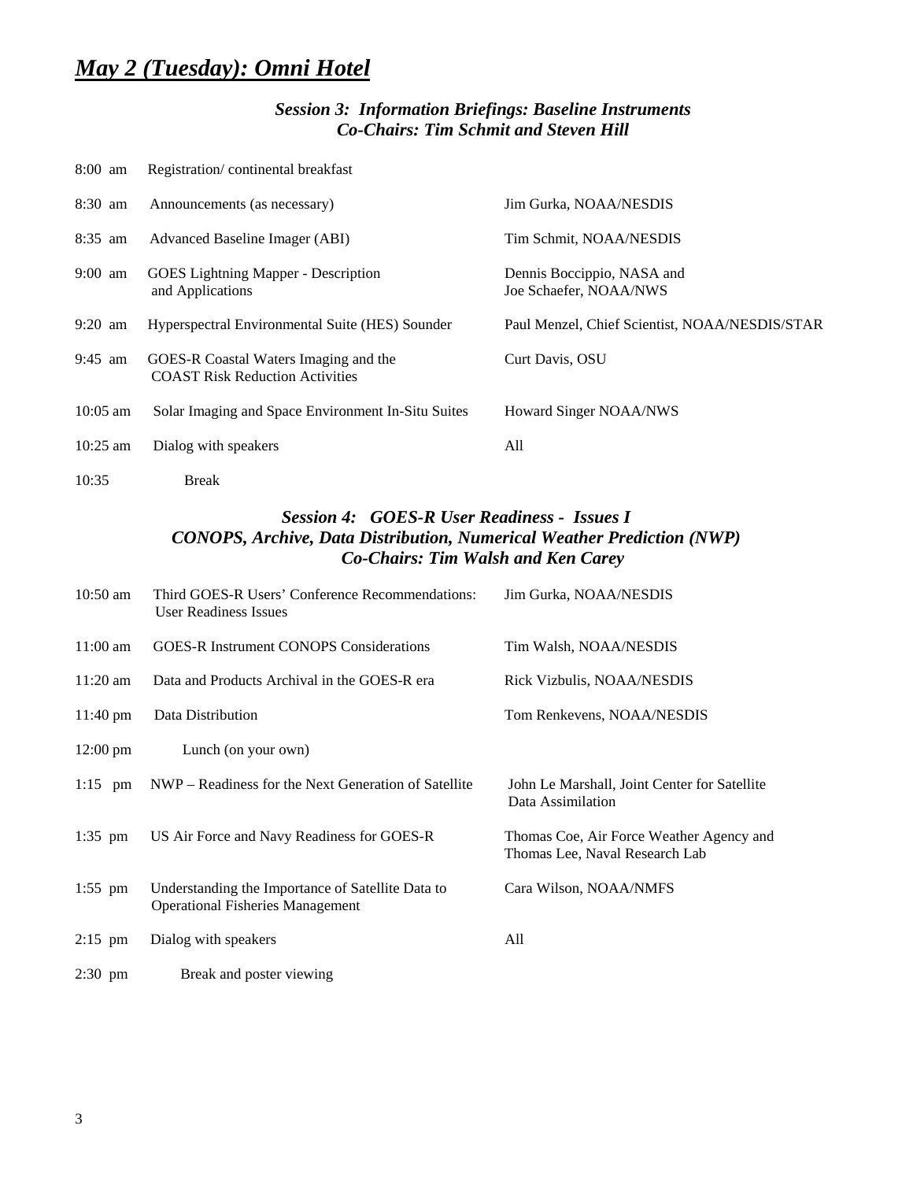# *May 2 (Tuesday): Omni Hotel*

### *Session 3: Information Briefings: Baseline Instruments*
### *Co-Chairs: Tim Schmit and Steven Hill*

| | | |
|---|---|---|
| 8:00 am | Registration/ continental breakfast | |
| 8:30 am | Announcements (as necessary) | Jim Gurka, NOAA/NESDIS |
| 8:35 am | Advanced Baseline Imager (ABI) | Tim Schmit, NOAA/NESDIS |
| 9:00 am | GOES Lightning Mapper - Description and Applications | Dennis Boccippio, NASA and Joe Schaefer, NOAA/NWS |
| 9:20 am | Hyperspectral Environmental Suite (HES) Sounder | Paul Menzel, Chief Scientist, NOAA/NESDIS/STAR |
| 9:45 am | GOES-R Coastal Waters Imaging and the COAST Risk Reduction Activities | Curt Davis, OSU |
| 10:05 am | Solar Imaging and Space Environment In-Situ Suites | Howard Singer NOAA/NWS |
| 10:25 am | Dialog with speakers | All |
| 10:35 | Break | |

### *Session 4: GOES-R User Readiness - Issues I*
### *CONOPS, Archive, Data Distribution, Numerical Weather Prediction (NWP)*
### *Co-Chairs: Tim Walsh and Ken Carey*

| | | |
|---|---|---|
| 10:50 am | Third GOES-R Users' Conference Recommendations: User Readiness Issues | Jim Gurka, NOAA/NESDIS |
| 11:00 am | GOES-R Instrument CONOPS Considerations | Tim Walsh, NOAA/NESDIS |
| 11:20 am | Data and Products Archival in the GOES-R era | Rick Vizbulis, NOAA/NESDIS |
| 11:40 pm | Data Distribution | Tom Renkevens, NOAA/NESDIS |
| 12:00 pm | Lunch (on your own) | |
| 1:15 pm | NWP – Readiness for the Next Generation of Satellite | John Le Marshall, Joint Center for Satellite Data Assimilation |
| 1:35 pm | US Air Force and Navy Readiness for GOES-R | Thomas Coe, Air Force Weather Agency and Thomas Lee, Naval Research Lab |
| 1:55 pm | Understanding the Importance of Satellite Data to Operational Fisheries Management | Cara Wilson, NOAA/NMFS |
| 2:15 pm | Dialog with speakers | All |
| 2:30 pm | Break and poster viewing | |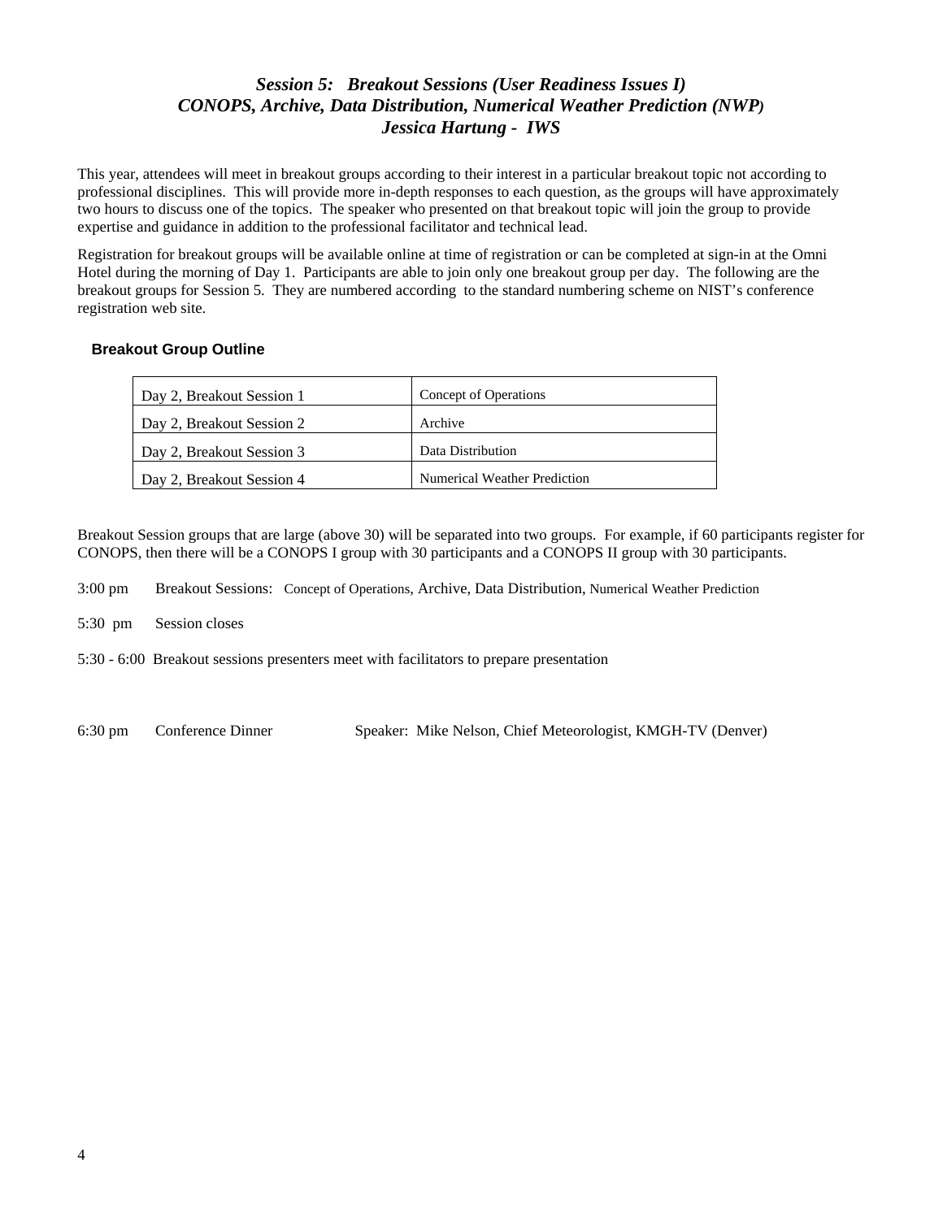# *Session 5: Breakout Sessions (User Readiness Issues I)*
# *CONOPS, Archive, Data Distribution, Numerical Weather Prediction (NWP)*
# *Jessica Hartung - IWS*

This year, attendees will meet in breakout groups according to their interest in a particular breakout topic not according to professional disciplines. This will provide more in-depth responses to each question, as the groups will have approximately two hours to discuss one of the topics. The speaker who presented on that breakout topic will join the group to provide expertise and guidance in addition to the professional facilitator and technical lead.

Registration for breakout groups will be available online at time of registration or can be completed at sign-in at the Omni Hotel during the morning of Day 1. Participants are able to join only one breakout group per day. The following are the breakout groups for Session 5. They are numbered according to the standard numbering scheme on NIST's conference registration web site.

**Breakout Group Outline**

| | |
|---|---|
| Day 2, Breakout Session 1 | Concept of Operations |
| Day 2, Breakout Session 2 | Archive |
| Day 2, Breakout Session 3 | Data Distribution |
| Day 2, Breakout Session 4 | Numerical Weather Prediction |

Breakout Session groups that are large (above 30) will be separated into two groups. For example, if 60 participants register for CONOPS, then there will be a CONOPS I group with 30 participants and a CONOPS II group with 30 participants.

3:00 pm Breakout Sessions: Concept of Operations, Archive, Data Distribution, Numerical Weather Prediction

5:30 pm Session closes

5:30 - 6:00 Breakout sessions presenters meet with facilitators to prepare presentation

6:30 pm Conference Dinner Speaker: Mike Nelson, Chief Meteorologist, KMGH-TV (Denver)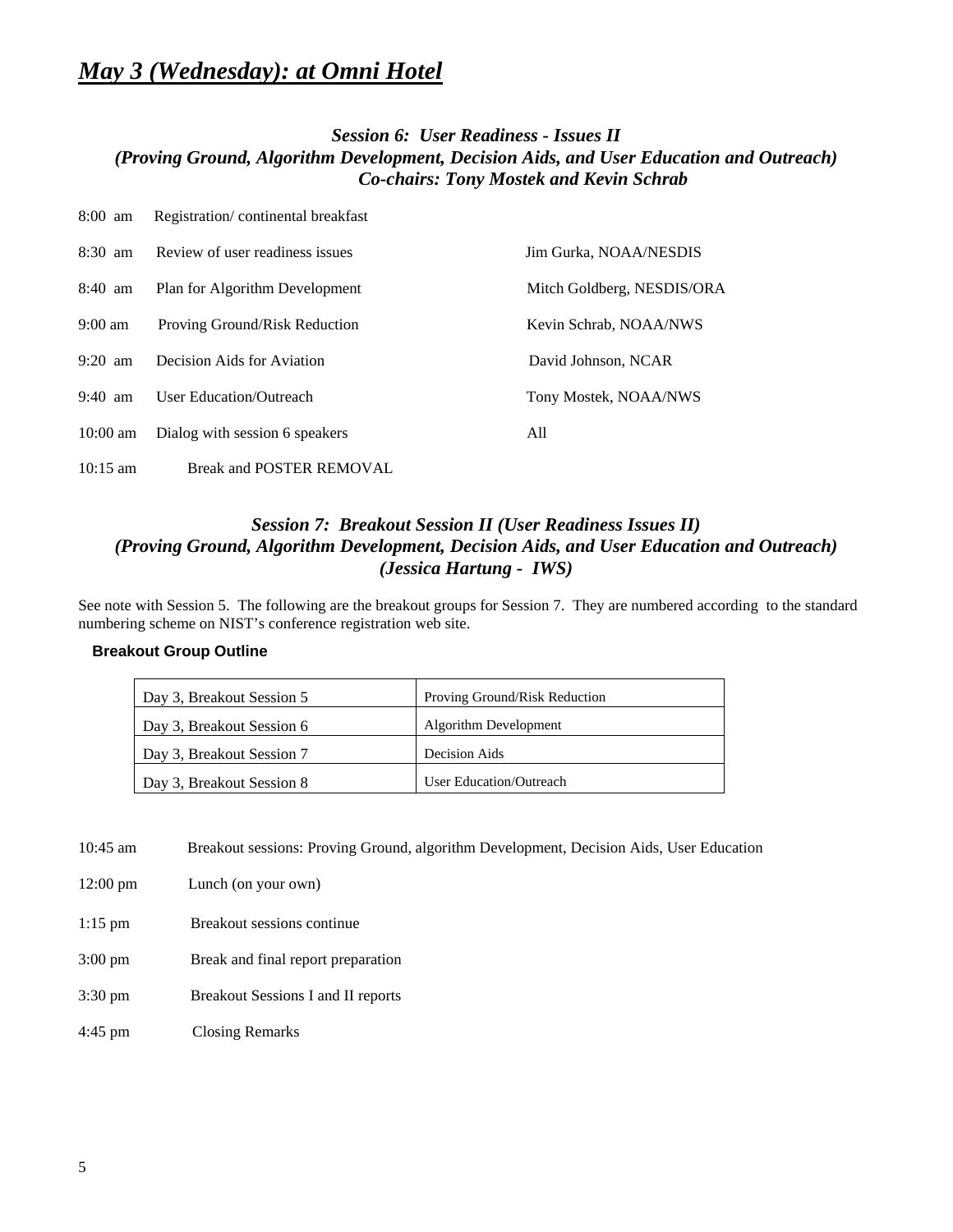# *May 3 (Wednesday): at Omni Hotel*

### *Session 6: User Readiness - Issues II*
### *(Proving Ground, Algorithm Development, Decision Aids, and User Education and Outreach)*
### *Co-chairs: Tony Mostek and Kevin Schrab*

| | | |
|---|---|---|
| 8:00 am | Registration/ continental breakfast | |
| 8:30 am | Review of user readiness issues | Jim Gurka, NOAA/NESDIS |
| 8:40 am | Plan for Algorithm Development | Mitch Goldberg, NESDIS/ORA |
| 9:00 am | Proving Ground/Risk Reduction | Kevin Schrab, NOAA/NWS |
| 9:20 am | Decision Aids for Aviation | David Johnson, NCAR |
| 9:40 am | User Education/Outreach | Tony Mostek, NOAA/NWS |
| 10:00 am | Dialog with session 6 speakers | All |
| 10:15 am | Break and POSTER REMOVAL | |

### *Session 7: Breakout Session II (User Readiness Issues II)*
### *(Proving Ground, Algorithm Development, Decision Aids, and User Education and Outreach)*
### *(Jessica Hartung - IWS)*

See note with Session 5. The following are the breakout groups for Session 7. They are numbered according to the standard numbering scheme on NIST's conference registration web site.

**Breakout Group Outline**

| | |
|---|---|
| Day 3, Breakout Session 5 | Proving Ground/Risk Reduction |
| Day 3, Breakout Session 6 | Algorithm Development |
| Day 3, Breakout Session 7 | Decision Aids |
| Day 3, Breakout Session 8 | User Education/Outreach |

| | |
|---|---|
| 10:45 am | Breakout sessions: Proving Ground, algorithm Development, Decision Aids, User Education |
| 12:00 pm | Lunch (on your own) |
| 1:15 pm | Breakout sessions continue |
| 3:00 pm | Break and final report preparation |
| 3:30 pm | Breakout Sessions I and II reports |
| 4:45 pm | Closing Remarks |